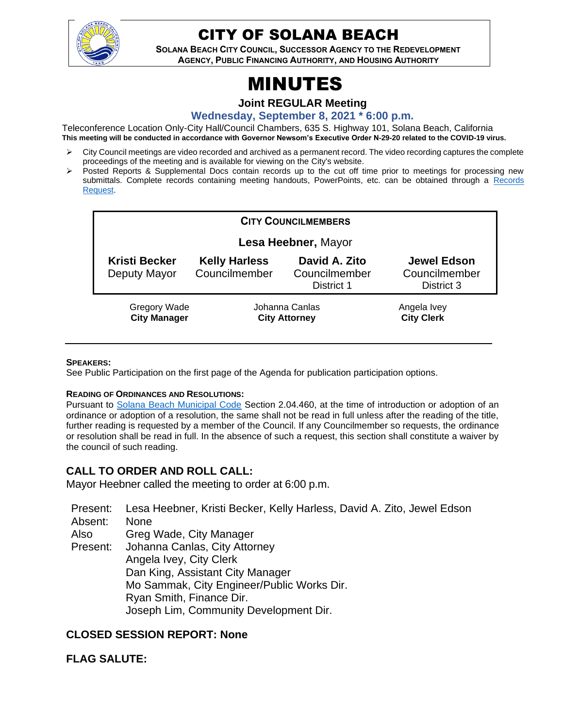# CITY OF SOLANA BEACH

**SOLANA BEACH CITY COUNCIL, SUCCESSOR AGENCY TO THE REDEVELOPMENT AGENCY, PUBLIC FINANCING AUTHORITY, AND HOUSING AUTHORITY**

# MINUTES

## Joint REGULAR Meeting

### Wednesday, September 8, 2021 * 6:00 p.m.

Teleconference Location Only-City Hall/Council Chambers, 635 S. Highway 101, Solana Beach, California

**This meeting will be conducted in accordance with Governor Newsom's Executive Order N-29-20 related to the COVID-19 virus.**

- City Council meetings are video recorded and archived as a permanent record. The video recording captures the complete proceedings of the meeting and is available for viewing on the City's website.
- Posted Reports & Supplemental Docs contain records up to the cut off time prior to meetings for processing new submittals. Complete records containing meeting handouts, PowerPoints, etc. can be obtained through a [Records Request](Records Request).

**CITY COUNCILMEMBERS**

**Lesa Heebner,** Mayor

| **Kristi Becker** | **Kelly Harless** | **David A. Zito** | **Jewel Edson** |
|---|---|---|---|
| Deputy Mayor | Councilmember | Councilmember District 1 | Councilmember District 3 |

| Gregory Wade | Johanna Canlas | Angela Ivey |
|---|---|---|
| **City Manager** | **City Attorney** | **City Clerk** |

---

**SPEAKERS:**

See Public Participation on the first page of the Agenda for publication participation options.

**READING OF ORDINANCES AND RESOLUTIONS:**

Pursuant to [Solana Beach Municipal Code](Solana Beach Municipal Code) Section 2.04.460, at the time of introduction or adoption of an ordinance or adoption of a resolution, the same shall not be read in full unless after the reading of the title, further reading is requested by a member of the Council. If any Councilmember so requests, the ordinance or resolution shall be read in full. In the absence of such a request, this section shall constitute a waiver by the council of such reading.

## CALL TO ORDER AND ROLL CALL:

Mayor Heebner called the meeting to order at 6:00 p.m.

Present: Lesa Heebner, Kristi Becker, Kelly Harless, David A. Zito, Jewel Edson
Absent: None
Also Present: Greg Wade, City Manager
Johanna Canlas, City Attorney
Angela Ivey, City Clerk
Dan King, Assistant City Manager
Mo Sammak, City Engineer/Public Works Dir.
Ryan Smith, Finance Dir.
Joseph Lim, Community Development Dir.

## CLOSED SESSION REPORT: None

## FLAG SALUTE: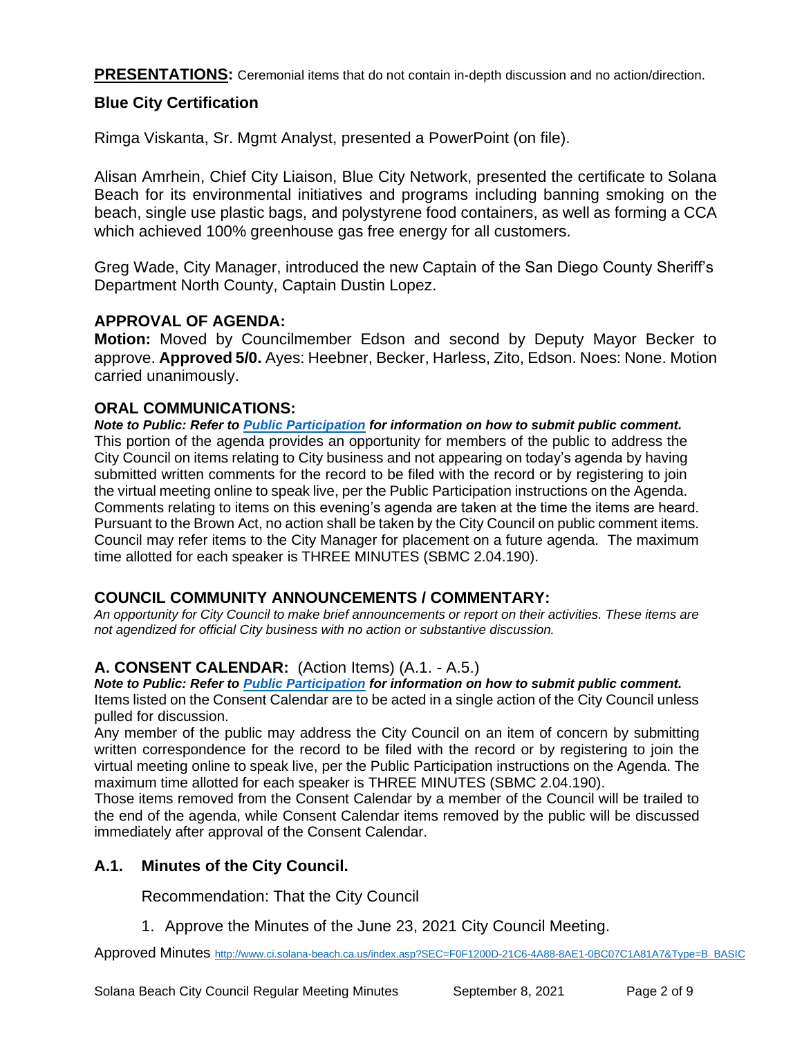**PRESENTATIONS:** Ceremonial items that do not contain in-depth discussion and no action/direction.

### Blue City Certification

Rimga Viskanta, Sr. Mgmt Analyst, presented a PowerPoint (on file).

Alisan Amrhein, Chief City Liaison, Blue City Network, presented the certificate to Solana Beach for its environmental initiatives and programs including banning smoking on the beach, single use plastic bags, and polystyrene food containers, as well as forming a CCA which achieved 100% greenhouse gas free energy for all customers.

Greg Wade, City Manager, introduced the new Captain of the San Diego County Sheriff's Department North County, Captain Dustin Lopez.

### APPROVAL OF AGENDA:

**Motion:** Moved by Councilmember Edson and second by Deputy Mayor Becker to approve. **Approved 5/0.** Ayes: Heebner, Becker, Harless, Zito, Edson. Noes: None. Motion carried unanimously.

### ORAL COMMUNICATIONS:

***Note to Public: Refer to [Public Participation]() for information on how to submit public comment.***
This portion of the agenda provides an opportunity for members of the public to address the City Council on items relating to City business and not appearing on today's agenda by having submitted written comments for the record to be filed with the record or by registering to join the virtual meeting online to speak live, per the Public Participation instructions on the Agenda. Comments relating to items on this evening's agenda are taken at the time the items are heard. Pursuant to the Brown Act, no action shall be taken by the City Council on public comment items. Council may refer items to the City Manager for placement on a future agenda. The maximum time allotted for each speaker is THREE MINUTES (SBMC 2.04.190).

### COUNCIL COMMUNITY ANNOUNCEMENTS / COMMENTARY:

*An opportunity for City Council to make brief announcements or report on their activities. These items are not agendized for official City business with no action or substantive discussion.*

### A. CONSENT CALENDAR: (Action Items) (A.1. - A.5.)

***Note to Public: Refer to [Public Participation]() for information on how to submit public comment.***
Items listed on the Consent Calendar are to be acted in a single action of the City Council unless pulled for discussion.
Any member of the public may address the City Council on an item of concern by submitting written correspondence for the record to be filed with the record or by registering to join the virtual meeting online to speak live, per the Public Participation instructions on the Agenda. The maximum time allotted for each speaker is THREE MINUTES (SBMC 2.04.190).
Those items removed from the Consent Calendar by a member of the Council will be trailed to the end of the agenda, while Consent Calendar items removed by the public will be discussed immediately after approval of the Consent Calendar.

### A.1. Minutes of the City Council.

Recommendation: That the City Council

1. Approve the Minutes of the June 23, 2021 City Council Meeting.

Approved Minutes [http://www.ci.solana-beach.ca.us/index.asp?SEC=F0F1200D-21C6-4A88-8AE1-0BC07C1A81A7&Type=B_BASIC](http://www.ci.solana-beach.ca.us/index.asp?SEC=F0F1200D-21C6-4A88-8AE1-0BC07C1A81A7&Type=B_BASIC)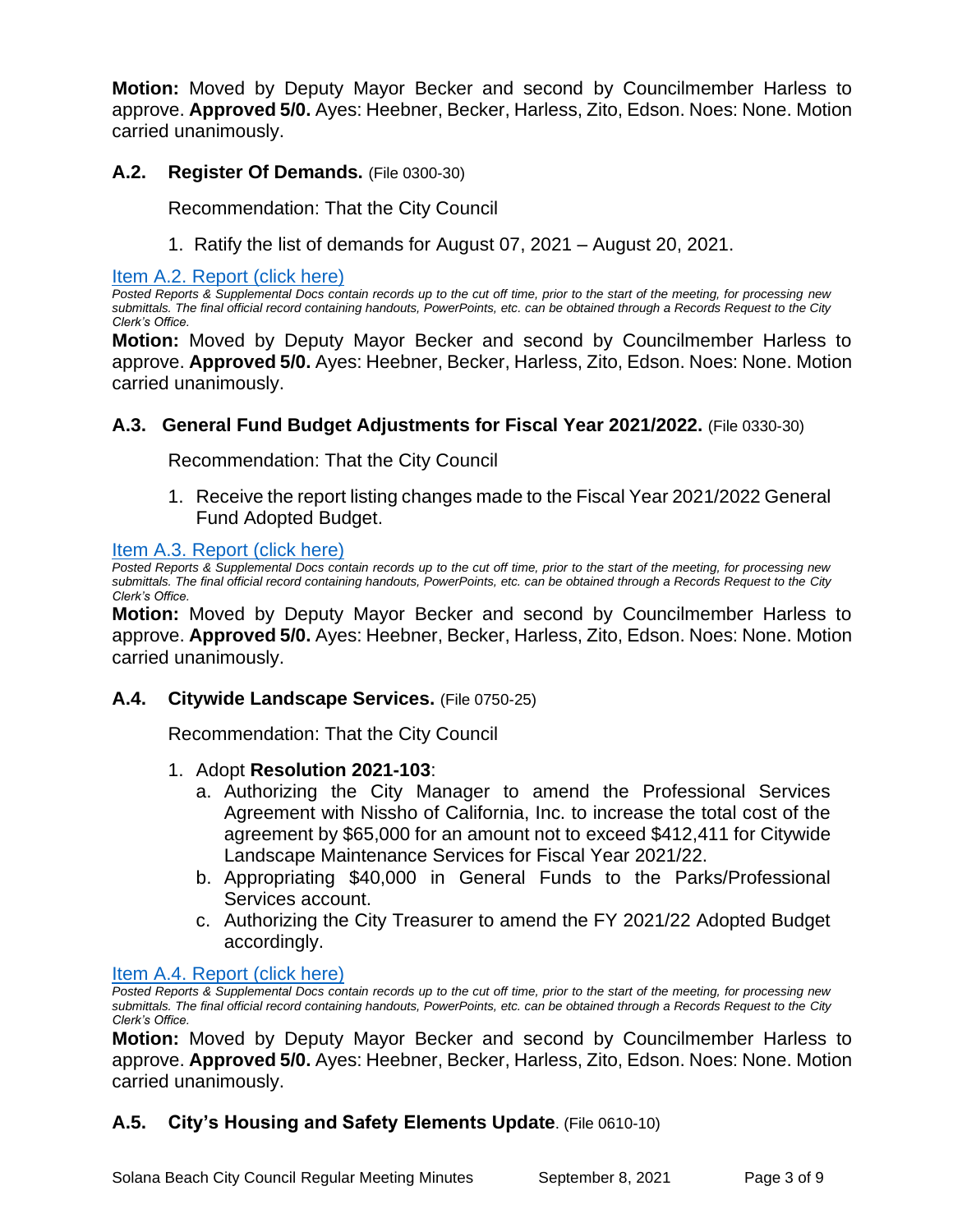**Motion:** Moved by Deputy Mayor Becker and second by Councilmember Harless to approve. **Approved 5/0.** Ayes: Heebner, Becker, Harless, Zito, Edson. Noes: None. Motion carried unanimously.

### A.2. Register Of Demands. (File 0300-30)

Recommendation: That the City Council

1. Ratify the list of demands for August 07, 2021 – August 20, 2021.

Item A.2. Report (click here)

*Posted Reports & Supplemental Docs contain records up to the cut off time, prior to the start of the meeting, for processing new submittals. The final official record containing handouts, PowerPoints, etc. can be obtained through a Records Request to the City Clerk's Office.*

**Motion:** Moved by Deputy Mayor Becker and second by Councilmember Harless to approve. **Approved 5/0.** Ayes: Heebner, Becker, Harless, Zito, Edson. Noes: None. Motion carried unanimously.

### A.3. General Fund Budget Adjustments for Fiscal Year 2021/2022. (File 0330-30)

Recommendation: That the City Council

1. Receive the report listing changes made to the Fiscal Year 2021/2022 General Fund Adopted Budget.

Item A.3. Report (click here)

*Posted Reports & Supplemental Docs contain records up to the cut off time, prior to the start of the meeting, for processing new submittals. The final official record containing handouts, PowerPoints, etc. can be obtained through a Records Request to the City Clerk's Office.*

**Motion:** Moved by Deputy Mayor Becker and second by Councilmember Harless to approve. **Approved 5/0.** Ayes: Heebner, Becker, Harless, Zito, Edson. Noes: None. Motion carried unanimously.

### A.4. Citywide Landscape Services. (File 0750-25)

Recommendation: That the City Council

1. Adopt **Resolution 2021-103**:
   a. Authorizing the City Manager to amend the Professional Services Agreement with Nissho of California, Inc. to increase the total cost of the agreement by $65,000 for an amount not to exceed $412,411 for Citywide Landscape Maintenance Services for Fiscal Year 2021/22.
   b. Appropriating $40,000 in General Funds to the Parks/Professional Services account.
   c. Authorizing the City Treasurer to amend the FY 2021/22 Adopted Budget accordingly.

Item A.4. Report (click here)

*Posted Reports & Supplemental Docs contain records up to the cut off time, prior to the start of the meeting, for processing new submittals. The final official record containing handouts, PowerPoints, etc. can be obtained through a Records Request to the City Clerk's Office.*

**Motion:** Moved by Deputy Mayor Becker and second by Councilmember Harless to approve. **Approved 5/0.** Ayes: Heebner, Becker, Harless, Zito, Edson. Noes: None. Motion carried unanimously.

### A.5. City's Housing and Safety Elements Update. (File 0610-10)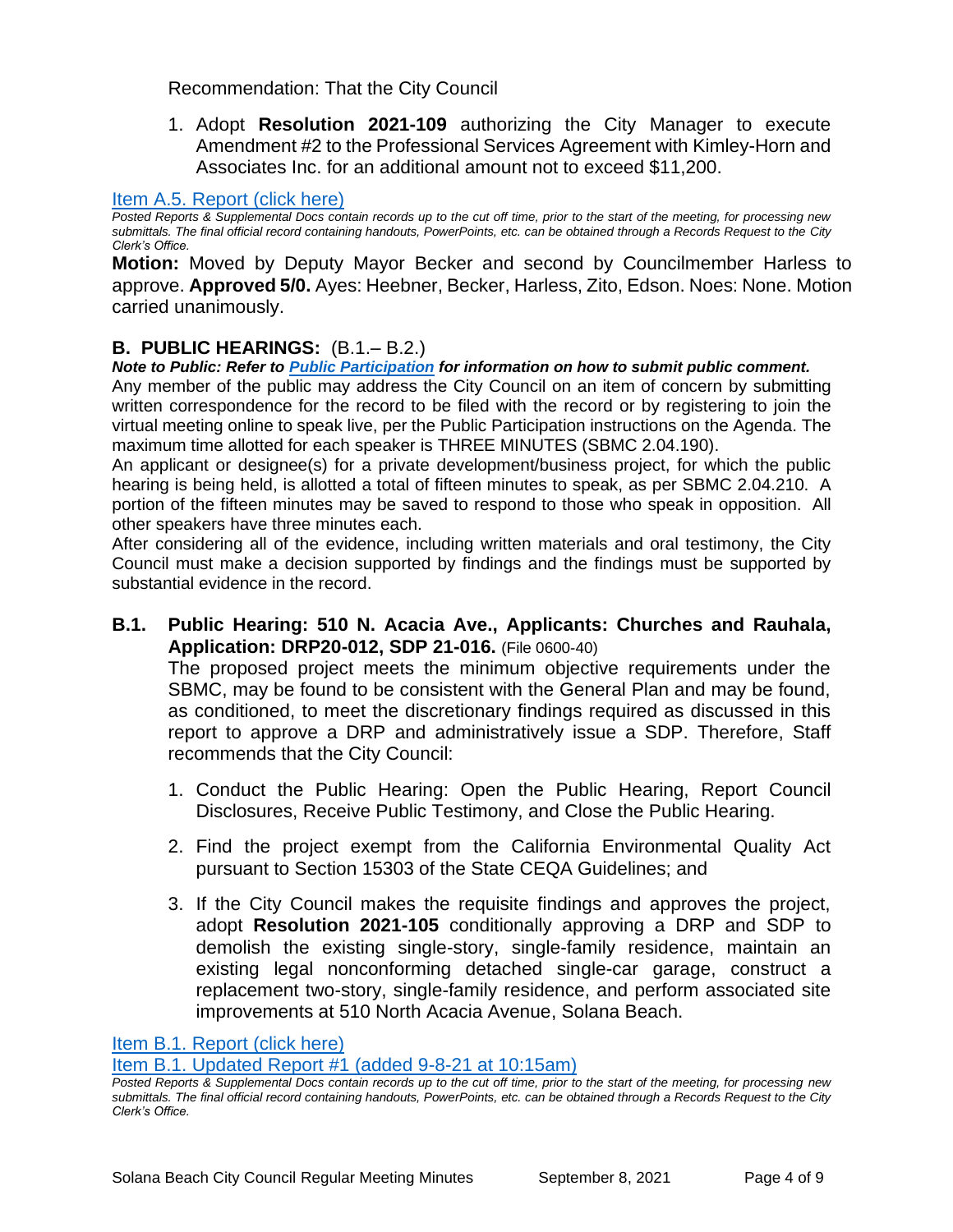Recommendation: That the City Council

1. Adopt **Resolution 2021-109** authorizing the City Manager to execute Amendment #2 to the Professional Services Agreement with Kimley-Horn and Associates Inc. for an additional amount not to exceed $11,200.

[Item A.5. Report (click here)](#)

*Posted Reports & Supplemental Docs contain records up to the cut off time, prior to the start of the meeting, for processing new submittals. The final official record containing handouts, PowerPoints, etc. can be obtained through a Records Request to the City Clerk's Office.*

**Motion:** Moved by Deputy Mayor Becker and second by Councilmember Harless to approve. **Approved 5/0.** Ayes: Heebner, Becker, Harless, Zito, Edson. Noes: None. Motion carried unanimously.

## B. PUBLIC HEARINGS: (B.1.– B.2.)

***Note to Public: Refer to [Public Participation](#) for information on how to submit public comment.***

Any member of the public may address the City Council on an item of concern by submitting written correspondence for the record to be filed with the record or by registering to join the virtual meeting online to speak live, per the Public Participation instructions on the Agenda. The maximum time allotted for each speaker is THREE MINUTES (SBMC 2.04.190).

An applicant or designee(s) for a private development/business project, for which the public hearing is being held, is allotted a total of fifteen minutes to speak, as per SBMC 2.04.210. A portion of the fifteen minutes may be saved to respond to those who speak in opposition. All other speakers have three minutes each.

After considering all of the evidence, including written materials and oral testimony, the City Council must make a decision supported by findings and the findings must be supported by substantial evidence in the record.

### B.1. Public Hearing: 510 N. Acacia Ave., Applicants: Churches and Rauhala, Application: DRP20-012, SDP 21-016. (File 0600-40)

The proposed project meets the minimum objective requirements under the SBMC, may be found to be consistent with the General Plan and may be found, as conditioned, to meet the discretionary findings required as discussed in this report to approve a DRP and administratively issue a SDP. Therefore, Staff recommends that the City Council:

1. Conduct the Public Hearing: Open the Public Hearing, Report Council Disclosures, Receive Public Testimony, and Close the Public Hearing.

2. Find the project exempt from the California Environmental Quality Act pursuant to Section 15303 of the State CEQA Guidelines; and

3. If the City Council makes the requisite findings and approves the project, adopt **Resolution 2021-105** conditionally approving a DRP and SDP to demolish the existing single-story, single-family residence, maintain an existing legal nonconforming detached single-car garage, construct a replacement two-story, single-family residence, and perform associated site improvements at 510 North Acacia Avenue, Solana Beach.

[Item B.1. Report (click here)](#)

[Item B.1. Updated Report #1 (added 9-8-21 at 10:15am)](#)

*Posted Reports & Supplemental Docs contain records up to the cut off time, prior to the start of the meeting, for processing new submittals. The final official record containing handouts, PowerPoints, etc. can be obtained through a Records Request to the City Clerk's Office.*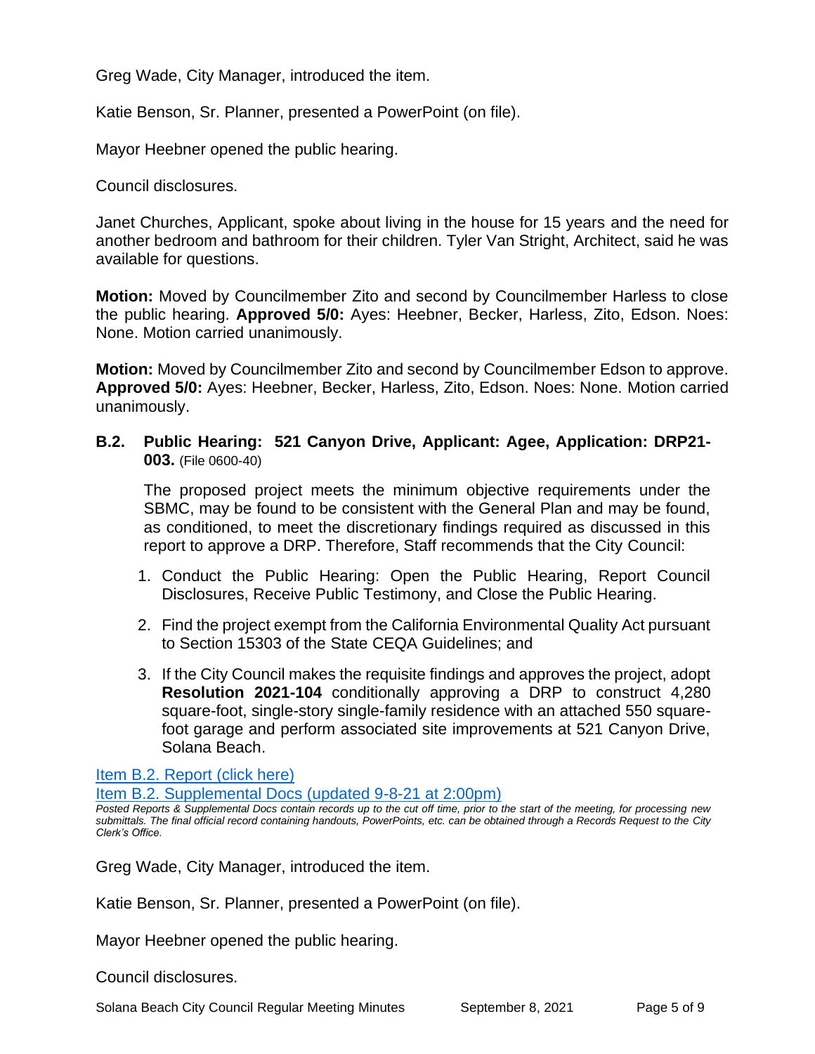Greg Wade, City Manager, introduced the item.

Katie Benson, Sr. Planner, presented a PowerPoint (on file).

Mayor Heebner opened the public hearing.

Council disclosures.

Janet Churches, Applicant, spoke about living in the house for 15 years and the need for another bedroom and bathroom for their children. Tyler Van Stright, Architect, said he was available for questions.

**Motion:** Moved by Councilmember Zito and second by Councilmember Harless to close the public hearing. **Approved 5/0:** Ayes: Heebner, Becker, Harless, Zito, Edson. Noes: None. Motion carried unanimously.

**Motion:** Moved by Councilmember Zito and second by Councilmember Edson to approve. **Approved 5/0:** Ayes: Heebner, Becker, Harless, Zito, Edson. Noes: None. Motion carried unanimously.

### B.2. Public Hearing: 521 Canyon Drive, Applicant: Agee, Application: DRP21-003. (File 0600-40)

The proposed project meets the minimum objective requirements under the SBMC, may be found to be consistent with the General Plan and may be found, as conditioned, to meet the discretionary findings required as discussed in this report to approve a DRP. Therefore, Staff recommends that the City Council:

1. Conduct the Public Hearing: Open the Public Hearing, Report Council Disclosures, Receive Public Testimony, and Close the Public Hearing.
2. Find the project exempt from the California Environmental Quality Act pursuant to Section 15303 of the State CEQA Guidelines; and
3. If the City Council makes the requisite findings and approves the project, adopt **Resolution 2021-104** conditionally approving a DRP to construct 4,280 square-foot, single-story single-family residence with an attached 550 square-foot garage and perform associated site improvements at 521 Canyon Drive, Solana Beach.

Item B.2. Report (click here)

Item B.2. Supplemental Docs (updated 9-8-21 at 2:00pm)

*Posted Reports & Supplemental Docs contain records up to the cut off time, prior to the start of the meeting, for processing new submittals. The final official record containing handouts, PowerPoints, etc. can be obtained through a Records Request to the City Clerk's Office.*

Greg Wade, City Manager, introduced the item.

Katie Benson, Sr. Planner, presented a PowerPoint (on file).

Mayor Heebner opened the public hearing.

Council disclosures.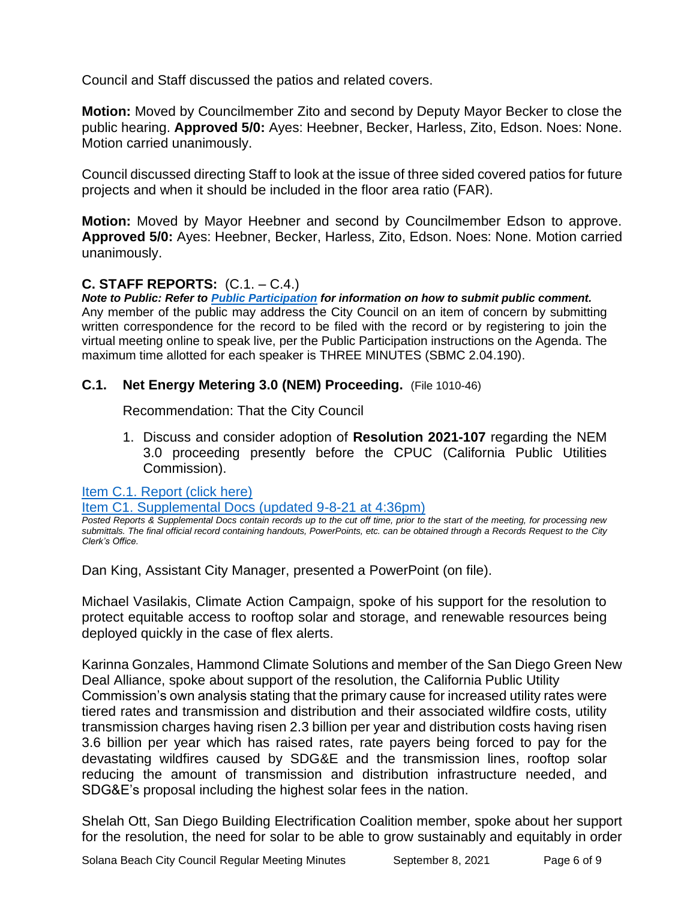Council and Staff discussed the patios and related covers.

**Motion:** Moved by Councilmember Zito and second by Deputy Mayor Becker to close the public hearing. **Approved 5/0:** Ayes: Heebner, Becker, Harless, Zito, Edson. Noes: None. Motion carried unanimously.

Council discussed directing Staff to look at the issue of three sided covered patios for future projects and when it should be included in the floor area ratio (FAR).

**Motion:** Moved by Mayor Heebner and second by Councilmember Edson to approve. **Approved 5/0:** Ayes: Heebner, Becker, Harless, Zito, Edson. Noes: None. Motion carried unanimously.

## C. STAFF REPORTS: (C.1. – C.4.)

***Note to Public: Refer to Public Participation for information on how to submit public comment.***
Any member of the public may address the City Council on an item of concern by submitting written correspondence for the record to be filed with the record or by registering to join the virtual meeting online to speak live, per the Public Participation instructions on the Agenda. The maximum time allotted for each speaker is THREE MINUTES (SBMC 2.04.190).

### C.1. Net Energy Metering 3.0 (NEM) Proceeding. (File 1010-46)

Recommendation: That the City Council

1. Discuss and consider adoption of **Resolution 2021-107** regarding the NEM 3.0 proceeding presently before the CPUC (California Public Utilities Commission).

Item C.1. Report (click here)
Item C1. Supplemental Docs (updated 9-8-21 at 4:36pm)

*Posted Reports & Supplemental Docs contain records up to the cut off time, prior to the start of the meeting, for processing new submittals. The final official record containing handouts, PowerPoints, etc. can be obtained through a Records Request to the City Clerk's Office.*

Dan King, Assistant City Manager, presented a PowerPoint (on file).

Michael Vasilakis, Climate Action Campaign, spoke of his support for the resolution to protect equitable access to rooftop solar and storage, and renewable resources being deployed quickly in the case of flex alerts.

Karinna Gonzales, Hammond Climate Solutions and member of the San Diego Green New Deal Alliance, spoke about support of the resolution, the California Public Utility Commission's own analysis stating that the primary cause for increased utility rates were tiered rates and transmission and distribution and their associated wildfire costs, utility transmission charges having risen 2.3 billion per year and distribution costs having risen 3.6 billion per year which has raised rates, rate payers being forced to pay for the devastating wildfires caused by SDG&E and the transmission lines, rooftop solar reducing the amount of transmission and distribution infrastructure needed, and SDG&E's proposal including the highest solar fees in the nation.

Shelah Ott, San Diego Building Electrification Coalition member, spoke about her support for the resolution, the need for solar to be able to grow sustainably and equitably in order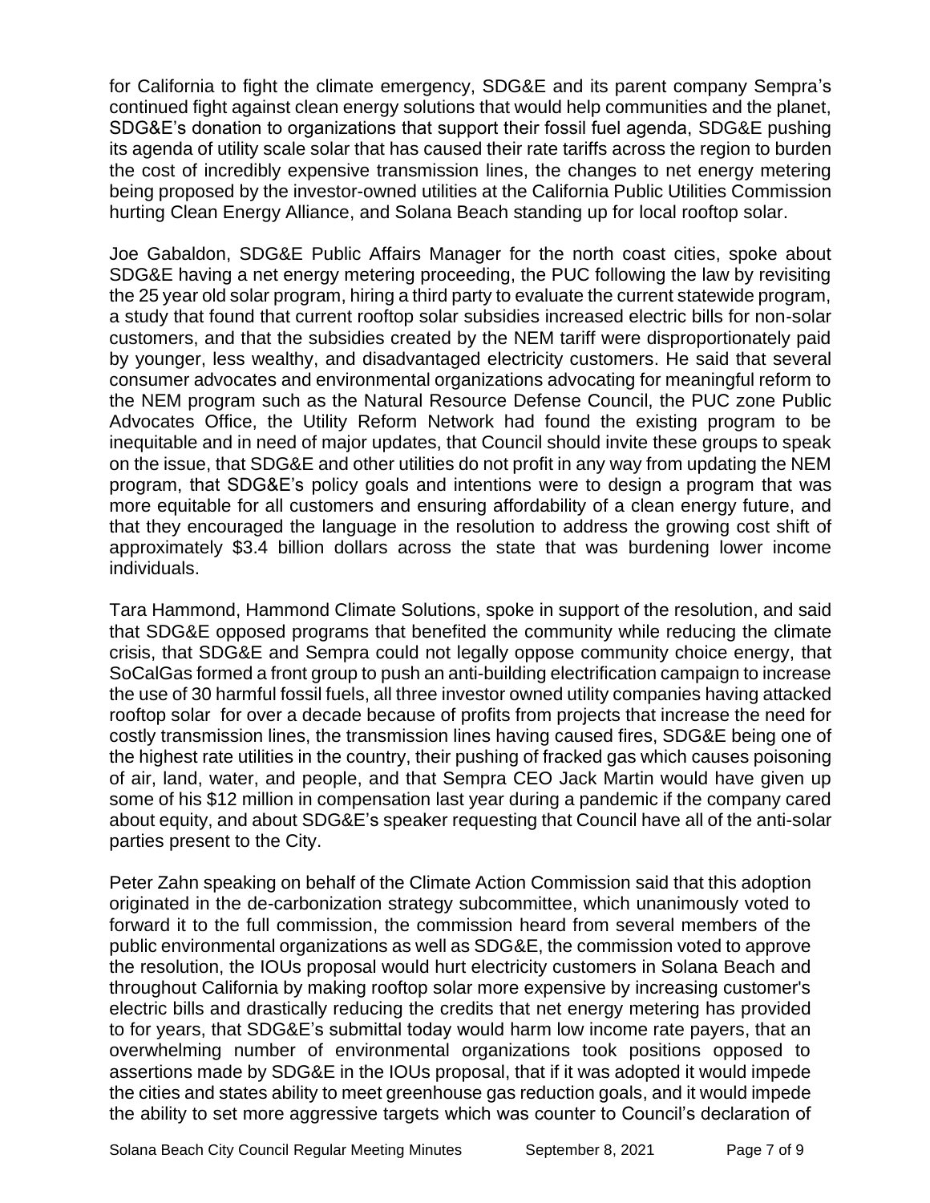for California to fight the climate emergency, SDG&E and its parent company Sempra's continued fight against clean energy solutions that would help communities and the planet, SDG&E's donation to organizations that support their fossil fuel agenda, SDG&E pushing its agenda of utility scale solar that has caused their rate tariffs across the region to burden the cost of incredibly expensive transmission lines, the changes to net energy metering being proposed by the investor-owned utilities at the California Public Utilities Commission hurting Clean Energy Alliance, and Solana Beach standing up for local rooftop solar.

Joe Gabaldon, SDG&E Public Affairs Manager for the north coast cities, spoke about SDG&E having a net energy metering proceeding, the PUC following the law by revisiting the 25 year old solar program, hiring a third party to evaluate the current statewide program, a study that found that current rooftop solar subsidies increased electric bills for non-solar customers, and that the subsidies created by the NEM tariff were disproportionately paid by younger, less wealthy, and disadvantaged electricity customers. He said that several consumer advocates and environmental organizations advocating for meaningful reform to the NEM program such as the Natural Resource Defense Council, the PUC zone Public Advocates Office, the Utility Reform Network had found the existing program to be inequitable and in need of major updates, that Council should invite these groups to speak on the issue, that SDG&E and other utilities do not profit in any way from updating the NEM program, that SDG&E's policy goals and intentions were to design a program that was more equitable for all customers and ensuring affordability of a clean energy future, and that they encouraged the language in the resolution to address the growing cost shift of approximately $3.4 billion dollars across the state that was burdening lower income individuals.

Tara Hammond, Hammond Climate Solutions, spoke in support of the resolution, and said that SDG&E opposed programs that benefited the community while reducing the climate crisis, that SDG&E and Sempra could not legally oppose community choice energy, that SoCalGas formed a front group to push an anti-building electrification campaign to increase the use of 30 harmful fossil fuels, all three investor owned utility companies having attacked rooftop solar for over a decade because of profits from projects that increase the need for costly transmission lines, the transmission lines having caused fires, SDG&E being one of the highest rate utilities in the country, their pushing of fracked gas which causes poisoning of air, land, water, and people, and that Sempra CEO Jack Martin would have given up some of his $12 million in compensation last year during a pandemic if the company cared about equity, and about SDG&E's speaker requesting that Council have all of the anti-solar parties present to the City.

Peter Zahn speaking on behalf of the Climate Action Commission said that this adoption originated in the de-carbonization strategy subcommittee, which unanimously voted to forward it to the full commission, the commission heard from several members of the public environmental organizations as well as SDG&E, the commission voted to approve the resolution, the IOUs proposal would hurt electricity customers in Solana Beach and throughout California by making rooftop solar more expensive by increasing customer's electric bills and drastically reducing the credits that net energy metering has provided to for years, that SDG&E's submittal today would harm low income rate payers, that an overwhelming number of environmental organizations took positions opposed to assertions made by SDG&E in the IOUs proposal, that if it was adopted it would impede the cities and states ability to meet greenhouse gas reduction goals, and it would impede the ability to set more aggressive targets which was counter to Council's declaration of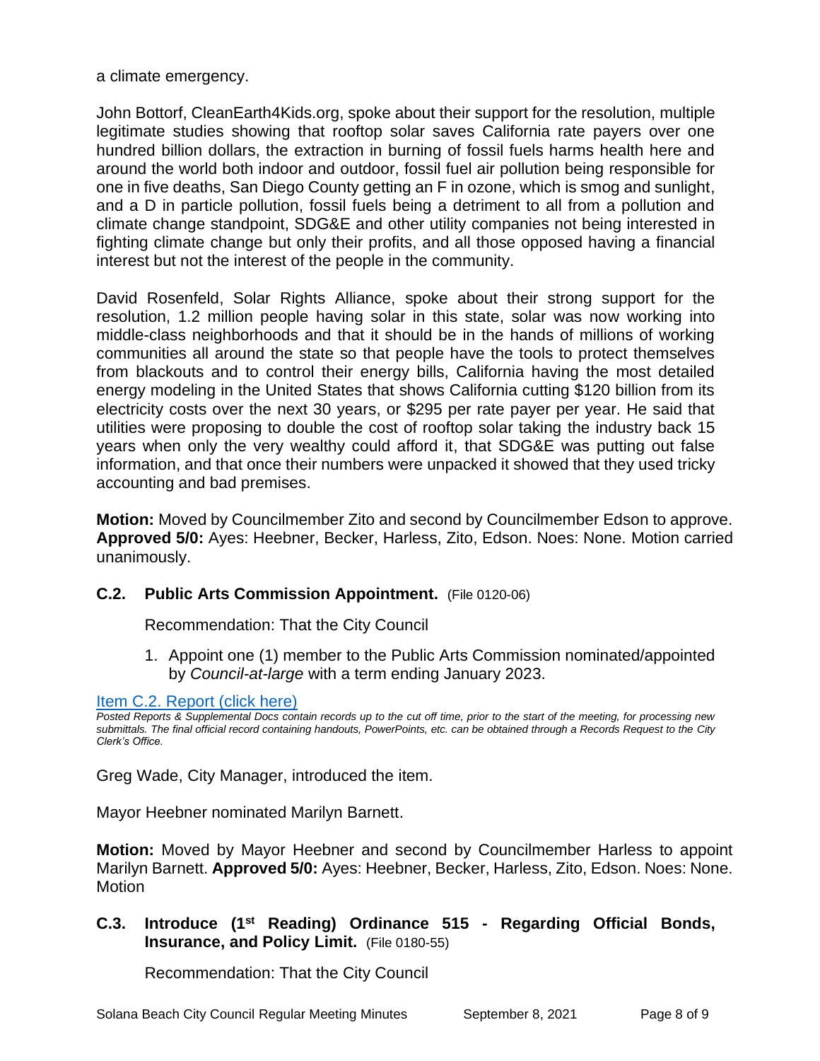a climate emergency.

John Bottorf, CleanEarth4Kids.org, spoke about their support for the resolution, multiple legitimate studies showing that rooftop solar saves California rate payers over one hundred billion dollars, the extraction in burning of fossil fuels harms health here and around the world both indoor and outdoor, fossil fuel air pollution being responsible for one in five deaths, San Diego County getting an F in ozone, which is smog and sunlight, and a D in particle pollution, fossil fuels being a detriment to all from a pollution and climate change standpoint, SDG&E and other utility companies not being interested in fighting climate change but only their profits, and all those opposed having a financial interest but not the interest of the people in the community.

David Rosenfeld, Solar Rights Alliance, spoke about their strong support for the resolution, 1.2 million people having solar in this state, solar was now working into middle-class neighborhoods and that it should be in the hands of millions of working communities all around the state so that people have the tools to protect themselves from blackouts and to control their energy bills, California having the most detailed energy modeling in the United States that shows California cutting $120 billion from its electricity costs over the next 30 years, or $295 per rate payer per year. He said that utilities were proposing to double the cost of rooftop solar taking the industry back 15 years when only the very wealthy could afford it, that SDG&E was putting out false information, and that once their numbers were unpacked it showed that they used tricky accounting and bad premises.

**Motion:** Moved by Councilmember Zito and second by Councilmember Edson to approve. **Approved 5/0:** Ayes: Heebner, Becker, Harless, Zito, Edson. Noes: None. Motion carried unanimously.

### C.2. Public Arts Commission Appointment. (File 0120-06)

Recommendation: That the City Council

1. Appoint one (1) member to the Public Arts Commission nominated/appointed by *Council-at-large* with a term ending January 2023.

Item C.2. Report (click here)

*Posted Reports & Supplemental Docs contain records up to the cut off time, prior to the start of the meeting, for processing new submittals. The final official record containing handouts, PowerPoints, etc. can be obtained through a Records Request to the City Clerk's Office.*

Greg Wade, City Manager, introduced the item.

Mayor Heebner nominated Marilyn Barnett.

**Motion:** Moved by Mayor Heebner and second by Councilmember Harless to appoint Marilyn Barnett. **Approved 5/0:** Ayes: Heebner, Becker, Harless, Zito, Edson. Noes: None. Motion

### C.3. Introduce (1st Reading) Ordinance 515 - Regarding Official Bonds, Insurance, and Policy Limit. (File 0180-55)

Recommendation: That the City Council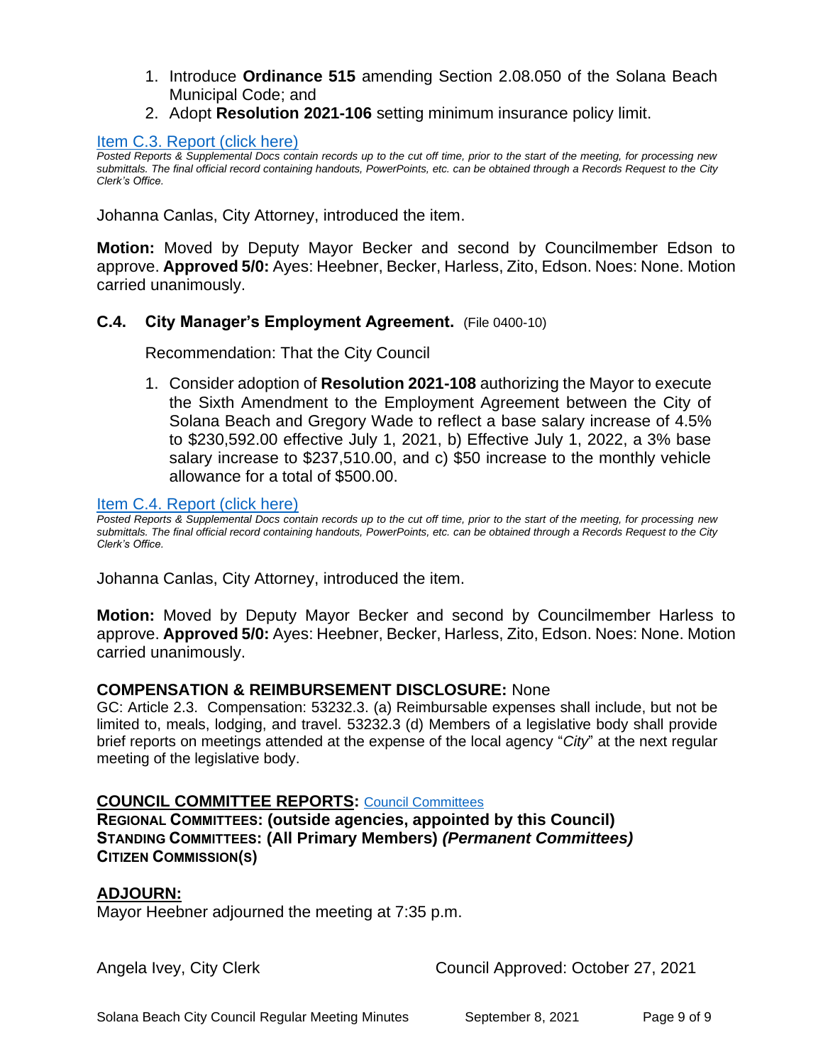1. Introduce **Ordinance 515** amending Section 2.08.050 of the Solana Beach Municipal Code; and
2. Adopt **Resolution 2021-106** setting minimum insurance policy limit.

[Item C.3. Report (click here)](#)

*Posted Reports & Supplemental Docs contain records up to the cut off time, prior to the start of the meeting, for processing new submittals. The final official record containing handouts, PowerPoints, etc. can be obtained through a Records Request to the City Clerk's Office.*

Johanna Canlas, City Attorney, introduced the item.

**Motion:** Moved by Deputy Mayor Becker and second by Councilmember Edson to approve. **Approved 5/0:** Ayes: Heebner, Becker, Harless, Zito, Edson. Noes: None. Motion carried unanimously.

### C.4. City Manager's Employment Agreement. (File 0400-10)

Recommendation: That the City Council

1. Consider adoption of **Resolution 2021-108** authorizing the Mayor to execute the Sixth Amendment to the Employment Agreement between the City of Solana Beach and Gregory Wade to reflect a base salary increase of 4.5% to $230,592.00 effective July 1, 2021, b) Effective July 1, 2022, a 3% base salary increase to $237,510.00, and c) $50 increase to the monthly vehicle allowance for a total of $500.00.

[Item C.4. Report (click here)](#)

*Posted Reports & Supplemental Docs contain records up to the cut off time, prior to the start of the meeting, for processing new submittals. The final official record containing handouts, PowerPoints, etc. can be obtained through a Records Request to the City Clerk's Office.*

Johanna Canlas, City Attorney, introduced the item.

**Motion:** Moved by Deputy Mayor Becker and second by Councilmember Harless to approve. **Approved 5/0:** Ayes: Heebner, Becker, Harless, Zito, Edson. Noes: None. Motion carried unanimously.

## COMPENSATION & REIMBURSEMENT DISCLOSURE: None

GC: Article 2.3. Compensation: 53232.3. (a) Reimbursable expenses shall include, but not be limited to, meals, lodging, and travel. 53232.3 (d) Members of a legislative body shall provide brief reports on meetings attended at the expense of the local agency "*City*" at the next regular meeting of the legislative body.

## COUNCIL COMMITTEE REPORTS: [Council Committees](#)

**REGIONAL COMMITTEES: (outside agencies, appointed by this Council)**
**STANDING COMMITTEES: (All Primary Members)** ***(Permanent Committees)***
**CITIZEN COMMISSION(S)**

## ADJOURN:

Mayor Heebner adjourned the meeting at 7:35 p.m.

Angela Ivey, City Clerk

Council Approved: October 27, 2021